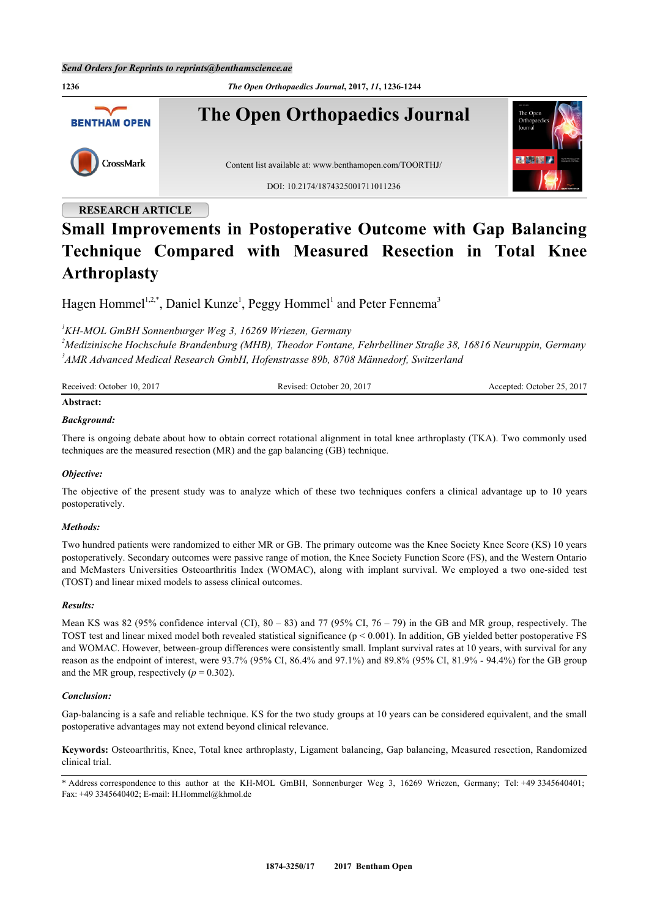RESEARCH ARTICLE

# Small Improvements in Postoperative Outcome with Gap Balancing Technique Compared with Measured Resection in Total Knee Arthroplasty

Hagen Hommel[1,2,*], Daniel Kunze[1], Peggy Hommel[1] and Peter Fennema[3]

[1]*KH-MOL GmbH Sonnenburger Weg 3, 16269 Wriezen, Germany*
[2]*Medizinische Hochschule Brandenburg (MHB), Theodor Fontane, Fehrbelliner Straße 38, 16816 Neuruppin, Germany*
[3]*AMR Advanced Medical Research GmbH, Hofenstrasse 89b, 8708 Männedorf, Switzerland*

Received: October 10, 2017    Revised: October 20, 2017    Accepted: October 25, 2017

**Abstract:**

***Background:***

There is ongoing debate about how to obtain correct rotational alignment in total knee arthroplasty (TKA). Two commonly used techniques are the measured resection (MR) and the gap balancing (GB) technique.

***Objective:***

The objective of the present study was to analyze which of these two techniques confers a clinical advantage up to 10 years postoperatively.

***Methods:***

Two hundred patients were randomized to either MR or GB. The primary outcome was the Knee Society Knee Score (KS) 10 years postoperatively. Secondary outcomes were passive range of motion, the Knee Society Function Score (FS), and the Western Ontario and McMasters Universities Osteoarthritis Index (WOMAC), along with implant survival. We employed a two one-sided test (TOST) and linear mixed models to assess clinical outcomes.

***Results:***

Mean KS was 82 (95% confidence interval (CI), 80 – 83) and 77 (95% CI, 76 – 79) in the GB and MR group, respectively. The TOST test and linear mixed model both revealed statistical significance ($p < 0.001$). In addition, GB yielded better postoperative FS and WOMAC. However, between-group differences were consistently small. Implant survival rates at 10 years, with survival for any reason as the endpoint of interest, were 93.7% (95% CI, 86.4% and 97.1%) and 89.8% (95% CI, 81.9% - 94.4%) for the GB group and the MR group, respectively ($p = 0.302$).

***Conclusion:***

Gap-balancing is a safe and reliable technique. KS for the two study groups at 10 years can be considered equivalent, and the small postoperative advantages may not extend beyond clinical relevance.

**Keywords:** Osteoarthritis, Knee, Total knee arthroplasty, Ligament balancing, Gap balancing, Measured resection, Randomized clinical trial.

* Address correspondence to this author at the KH-MOL GmbH, Sonnenburger Weg 3, 16269 Wriezen, Germany; Tel: +49 3345640401; Fax: +49 3345640402; E-mail: H.Hommel@khmol.de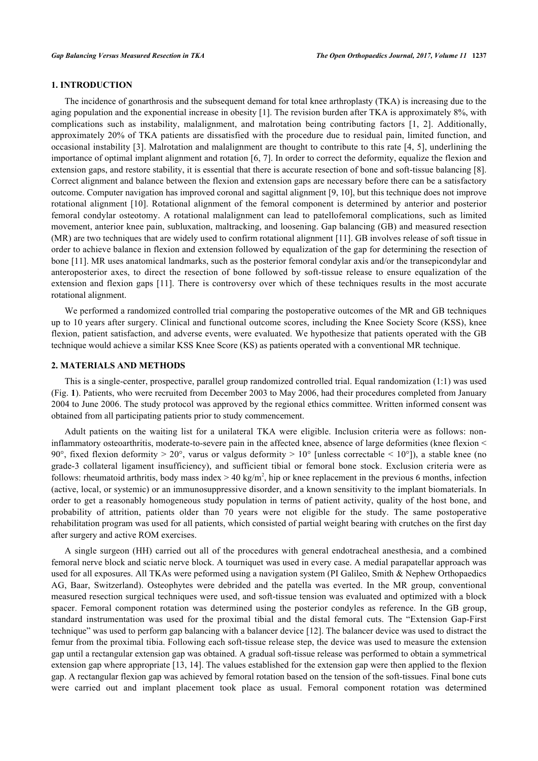## 1. INTRODUCTION

The incidence of gonarthrosis and the subsequent demand for total knee arthroplasty (TKA) is increasing due to the aging population and the exponential increase in obesity [1]. The revision burden after TKA is approximately 8%, with complications such as instability, malalignment, and malrotation being contributing factors [1, 2]. Additionally, approximately 20% of TKA patients are dissatisfied with the procedure due to residual pain, limited function, and occasional instability [3]. Malrotation and malalignment are thought to contribute to this rate [4, 5], underlining the importance of optimal implant alignment and rotation [6, 7]. In order to correct the deformity, equalize the flexion and extension gaps, and restore stability, it is essential that there is accurate resection of bone and soft-tissue balancing [8]. Correct alignment and balance between the flexion and extension gaps are necessary before there can be a satisfactory outcome. Computer navigation has improved coronal and sagittal alignment [9, 10], but this technique does not improve rotational alignment [10]. Rotational alignment of the femoral component is determined by anterior and posterior femoral condylar osteotomy. A rotational malalignment can lead to patellofemoral complications, such as limited movement, anterior knee pain, subluxation, maltracking, and loosening. Gap balancing (GB) and measured resection (MR) are two techniques that are widely used to confirm rotational alignment [11]. GB involves release of soft tissue in order to achieve balance in flexion and extension followed by equalization of the gap for determining the resection of bone [11]. MR uses anatomical landmarks, such as the posterior femoral condylar axis and/or the transepicondylar and anteroposterior axes, to direct the resection of bone followed by soft-tissue release to ensure equalization of the extension and flexion gaps [11]. There is controversy over which of these techniques results in the most accurate rotational alignment.

We performed a randomized controlled trial comparing the postoperative outcomes of the MR and GB techniques up to 10 years after surgery. Clinical and functional outcome scores, including the Knee Society Score (KSS), knee flexion, patient satisfaction, and adverse events, were evaluated. We hypothesize that patients operated with the GB technique would achieve a similar KSS Knee Score (KS) as patients operated with a conventional MR technique.

## 2. MATERIALS AND METHODS

This is a single-center, prospective, parallel group randomized controlled trial. Equal randomization (1:1) was used (Fig. **1**). Patients, who were recruited from December 2003 to May 2006, had their procedures completed from January 2004 to June 2006. The study protocol was approved by the regional ethics committee. Written informed consent was obtained from all participating patients prior to study commencement.

Adult patients on the waiting list for a unilateral TKA were eligible. Inclusion criteria were as follows: non-inflammatory osteoarthritis, moderate-to-severe pain in the affected knee, absence of large deformities (knee flexion < 90°, fixed flexion deformity > 20°, varus or valgus deformity > 10° [unless correctable < 10°]), a stable knee (no grade-3 collateral ligament insufficiency), and sufficient tibial or femoral bone stock. Exclusion criteria were as follows: rheumatoid arthritis, body mass index > 40 kg/m$^2$, hip or knee replacement in the previous 6 months, infection (active, local, or systemic) or an immunosuppressive disorder, and a known sensitivity to the implant biomaterials. In order to get a reasonably homogeneous study population in terms of patient activity, quality of the host bone, and probability of attrition, patients older than 70 years were not eligible for the study. The same postoperative rehabilitation program was used for all patients, which consisted of partial weight bearing with crutches on the first day after surgery and active ROM exercises.

A single surgeon (HH) carried out all of the procedures with general endotracheal anesthesia, and a combined femoral nerve block and sciatic nerve block. A tourniquet was used in every case. A medial parapatellar approach was used for all exposures. All TKAs were peformed using a navigation system (PI Galileo, Smith & Nephew Orthopaedics AG, Baar, Switzerland). Osteophytes were debrided and the patella was everted. In the MR group, conventional measured resection surgical techniques were used, and soft-tissue tension was evaluated and optimized with a block spacer. Femoral component rotation was determined using the posterior condyles as reference. In the GB group, standard instrumentation was used for the proximal tibial and the distal femoral cuts. The "Extension Gap-First technique" was used to perform gap balancing with a balancer device [12]. The balancer device was used to distract the femur from the proximal tibia. Following each soft-tissue release step, the device was used to measure the extension gap until a rectangular extension gap was obtained. A gradual soft-tissue release was performed to obtain a symmetrical extension gap where appropriate [13, 14]. The values established for the extension gap were then applied to the flexion gap. A rectangular flexion gap was achieved by femoral rotation based on the tension of the soft-tissues. Final bone cuts were carried out and implant placement took place as usual. Femoral component rotation was determined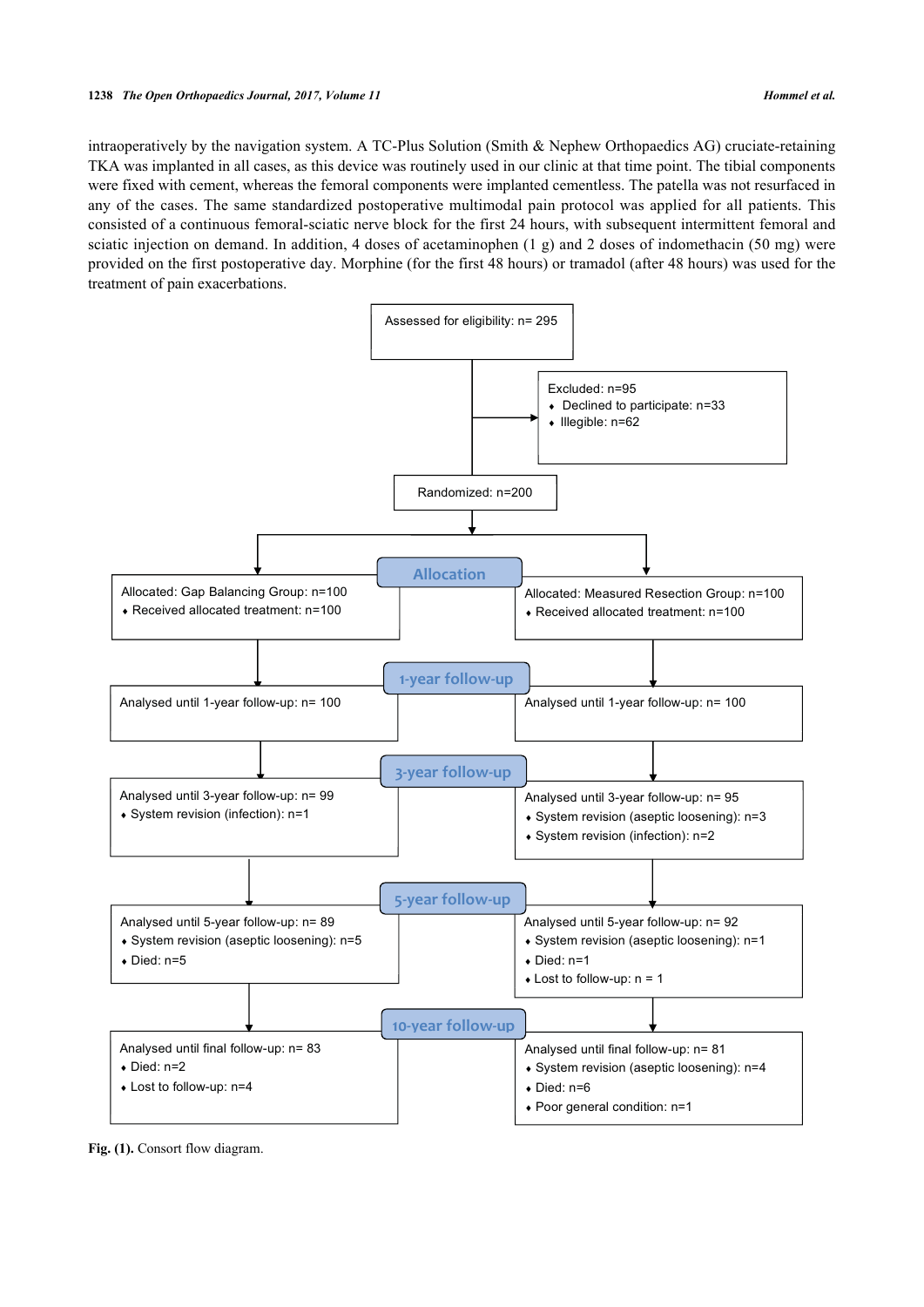intraoperatively by the navigation system. A TC-Plus Solution (Smith & Nephew Orthopaedics AG) cruciate-retaining TKA was implanted in all cases, as this device was routinely used in our clinic at that time point. The tibial components were fixed with cement, whereas the femoral components were implanted cementless. The patella was not resurfaced in any of the cases. The same standardized postoperative multimodal pain protocol was applied for all patients. This consisted of a continuous femoral-sciatic nerve block for the first 24 hours, with subsequent intermittent femoral and sciatic injection on demand. In addition, 4 doses of acetaminophen (1 g) and 2 doses of indomethacin (50 mg) were provided on the first postoperative day. Morphine (for the first 48 hours) or tramadol (after 48 hours) was used for the treatment of pain exacerbations.

Assessed for eligibility: n= 295

Excluded: n=95
- Declined to participate: n=33
- Illegible: n=62

Randomized: n=200

Allocation

Allocated: Gap Balancing Group: n=100
- Received allocated treatment: n=100

Allocated: Measured Resection Group: n=100
- Received allocated treatment: n=100

1-year follow-up

Analysed until 1-year follow-up: n= 100

Analysed until 1-year follow-up: n= 100

3-year follow-up

Analysed until 3-year follow-up: n= 99
- System revision (infection): n=1

Analysed until 3-year follow-up: n= 95
- System revision (aseptic loosening): n=3
- System revision (infection): n=2

5-year follow-up

Analysed until 5-year follow-up: n= 89
- System revision (aseptic loosening): n=5
- Died: n=5

Analysed until 5-year follow-up: n= 92
- System revision (aseptic loosening): n=1
- Died: n=1
- Lost to follow-up: n = 1

10-year follow-up

Analysed until final follow-up: n= 83
- Died: n=2
- Lost to follow-up: n=4

Analysed until final follow-up: n= 81
- System revision (aseptic loosening): n=4
- Died: n=6
- Poor general condition: n=1

**Fig. (1).** Consort flow diagram.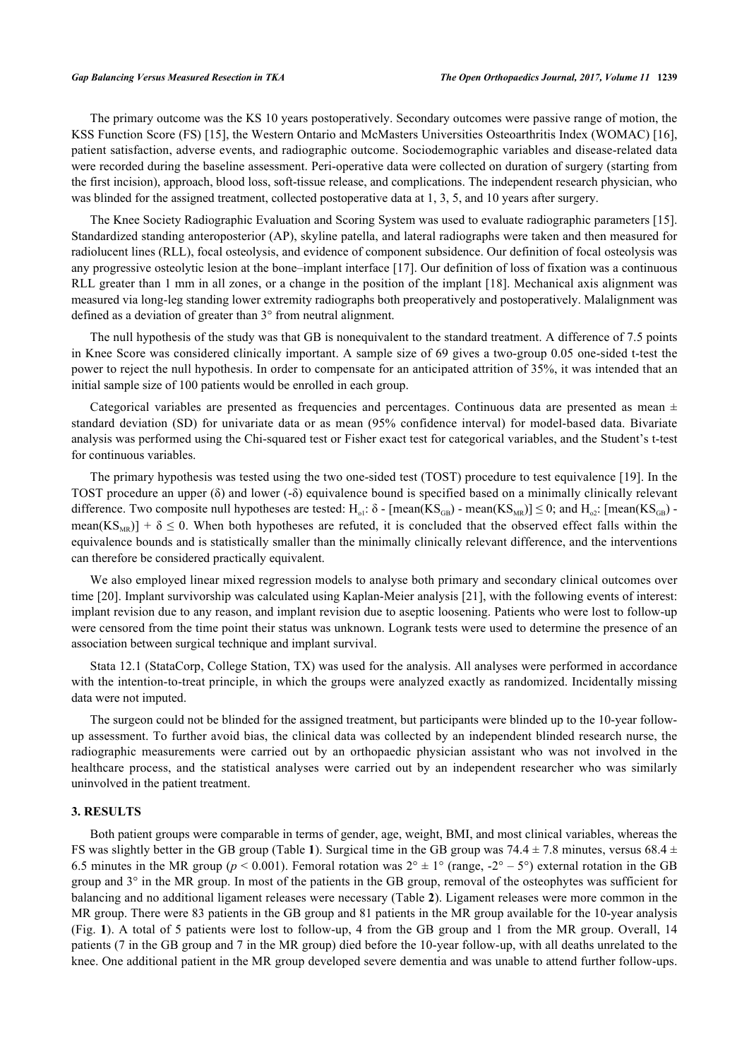The primary outcome was the KS 10 years postoperatively. Secondary outcomes were passive range of motion, the KSS Function Score (FS) [15], the Western Ontario and McMasters Universities Osteoarthritis Index (WOMAC) [16], patient satisfaction, adverse events, and radiographic outcome. Sociodemographic variables and disease-related data were recorded during the baseline assessment. Peri-operative data were collected on duration of surgery (starting from the first incision), approach, blood loss, soft-tissue release, and complications. The independent research physician, who was blinded for the assigned treatment, collected postoperative data at 1, 3, 5, and 10 years after surgery.

The Knee Society Radiographic Evaluation and Scoring System was used to evaluate radiographic parameters [15]. Standardized standing anteroposterior (AP), skyline patella, and lateral radiographs were taken and then measured for radiolucent lines (RLL), focal osteolysis, and evidence of component subsidence. Our definition of focal osteolysis was any progressive osteolytic lesion at the bone–implant interface [17]. Our definition of loss of fixation was a continuous RLL greater than 1 mm in all zones, or a change in the position of the implant [18]. Mechanical axis alignment was measured via long-leg standing lower extremity radiographs both preoperatively and postoperatively. Malalignment was defined as a deviation of greater than 3° from neutral alignment.

The null hypothesis of the study was that GB is nonequivalent to the standard treatment. A difference of 7.5 points in Knee Score was considered clinically important. A sample size of 69 gives a two-group 0.05 one-sided t-test the power to reject the null hypothesis. In order to compensate for an anticipated attrition of 35%, it was intended that an initial sample size of 100 patients would be enrolled in each group.

Categorical variables are presented as frequencies and percentages. Continuous data are presented as mean ± standard deviation (SD) for univariate data or as mean (95% confidence interval) for model-based data. Bivariate analysis was performed using the Chi-squared test or Fisher exact test for categorical variables, and the Student's t-test for continuous variables.

The primary hypothesis was tested using the two one-sided test (TOST) procedure to test equivalence [19]. In the TOST procedure an upper ($\delta$) and lower ($-\delta$) equivalence bound is specified based on a minimally clinically relevant difference. Two composite null hypotheses are tested: $H_{o1}$: $\delta$ - [mean($KS_{GB}$) - mean($KS_{MR}$)] $\leq 0$; and $H_{o2}$: [mean($KS_{GB}$) - mean($KS_{MR}$)] + $\delta \leq 0$. When both hypotheses are refuted, it is concluded that the observed effect falls within the equivalence bounds and is statistically smaller than the minimally clinically relevant difference, and the interventions can therefore be considered practically equivalent.

We also employed linear mixed regression models to analyse both primary and secondary clinical outcomes over time [20]. Implant survivorship was calculated using Kaplan-Meier analysis [21], with the following events of interest: implant revision due to any reason, and implant revision due to aseptic loosening. Patients who were lost to follow-up were censored from the time point their status was unknown. Logrank tests were used to determine the presence of an association between surgical technique and implant survival.

Stata 12.1 (StataCorp, College Station, TX) was used for the analysis. All analyses were performed in accordance with the intention-to-treat principle, in which the groups were analyzed exactly as randomized. Incidentally missing data were not imputed.

The surgeon could not be blinded for the assigned treatment, but participants were blinded up to the 10-year follow-up assessment. To further avoid bias, the clinical data was collected by an independent blinded research nurse, the radiographic measurements were carried out by an orthopaedic physician assistant who was not involved in the healthcare process, and the statistical analyses were carried out by an independent researcher who was similarly uninvolved in the patient treatment.

## 3. RESULTS

Both patient groups were comparable in terms of gender, age, weight, BMI, and most clinical variables, whereas the FS was slightly better in the GB group (Table **1**). Surgical time in the GB group was 74.4 ± 7.8 minutes, versus 68.4 ± 6.5 minutes in the MR group ($p < 0.001$). Femoral rotation was 2° ± 1° (range, -2° – 5°) external rotation in the GB group and 3° in the MR group. In most of the patients in the GB group, removal of the osteophytes was sufficient for balancing and no additional ligament releases were necessary (Table **2**). Ligament releases were more common in the MR group. There were 83 patients in the GB group and 81 patients in the MR group available for the 10-year analysis (Fig. **1**). A total of 5 patients were lost to follow-up, 4 from the GB group and 1 from the MR group. Overall, 14 patients (7 in the GB group and 7 in the MR group) died before the 10-year follow-up, with all deaths unrelated to the knee. One additional patient in the MR group developed severe dementia and was unable to attend further follow-ups.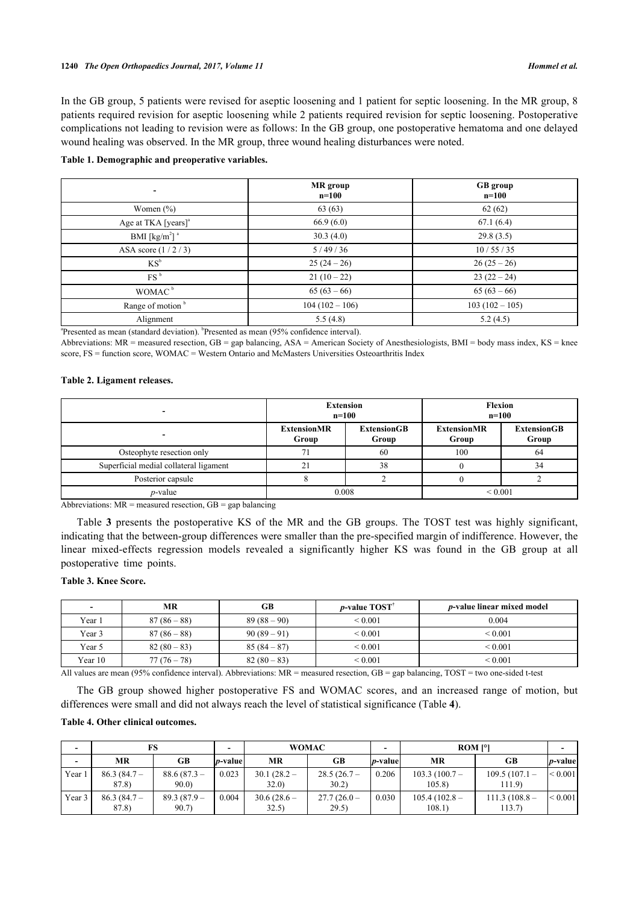In the GB group, 5 patients were revised for aseptic loosening and 1 patient for septic loosening. In the MR group, 8 patients required revision for aseptic loosening while 2 patients required revision for septic loosening. Postoperative complications not leading to revision were as follows: In the GB group, one postoperative hematoma and one delayed wound healing was observed. In the MR group, three wound healing disturbances were noted.

**Table 1. Demographic and preoperative variables.**

| - | MR group n=100 | GB group n=100 |
|---|---|---|
| Women (%) | 63 (63) | 62 (62) |
| Age at TKA [years][a] | 66.9 (6.0) | 67.1 (6.4) |
| BMI [kg/m$^2$] [a] | 30.3 (4.0) | 29.8 (3.5) |
| ASA score (1 / 2 / 3) | 5 / 49 / 36 | 10 / 55 / 35 |
| KS[b] | 25 (24 – 26) | 26 (25 – 26) |
| FS [b] | 21 (10 – 22) | 23 (22 – 24) |
| WOMAC [b] | 65 (63 – 66) | 65 (63 – 66) |
| Range of motion [b] | 104 (102 – 106) | 103 (102 – 105) |
| Alignment | 5.5 (4.8) | 5.2 (4.5) |

[a]Presented as mean (standard deviation). [b]Presented as mean (95% confidence interval).

Abbreviations: MR = measured resection, GB = gap balancing, ASA = American Society of Anesthesiologists, BMI = body mass index, KS = knee score, FS = function score, WOMAC = Western Ontario and McMasters Universities Osteoarthritis Index

**Table 2. Ligament releases.**

| - | Extension n=100 | | Flexion n=100 | |
|---|---|---|---|---|
| - | ExtensionMR Group | ExtensionGB Group | ExtensionMR Group | ExtensionGB Group |
| Osteophyte resection only | 71 | 60 | 100 | 64 |
| Superficial medial collateral ligament | 21 | 38 | 0 | 34 |
| Posterior capsule | 8 | 2 | 0 | 2 |
| *p*-value | 0.008 | | < 0.001 | |

Abbreviations: MR = measured resection, GB = gap balancing

Table **3** presents the postoperative KS of the MR and the GB groups. The TOST test was highly significant, indicating that the between-group differences were smaller than the pre-specified margin of indifference. However, the linear mixed-effects regression models revealed a significantly higher KS was found in the GB group at all postoperative time points.

**Table 3. Knee Score.**

| - | MR | GB | *p*-value TOST[†] | *p*-value linear mixed model |
|---|---|---|---|---|
| Year 1 | 87 (86 – 88) | 89 (88 – 90) | < 0.001 | 0.004 |
| Year 3 | 87 (86 – 88) | 90 (89 – 91) | < 0.001 | < 0.001 |
| Year 5 | 82 (80 – 83) | 85 (84 – 87) | < 0.001 | < 0.001 |
| Year 10 | 77 (76 – 78) | 82 (80 – 83) | < 0.001 | < 0.001 |

All values are mean (95% confidence interval). Abbreviations: MR = measured resection, GB = gap balancing, TOST = two one-sided t-test

The GB group showed higher postoperative FS and WOMAC scores, and an increased range of motion, but differences were small and did not always reach the level of statistical significance (Table **4**).

**Table 4. Other clinical outcomes.**

| - | FS | | - | WOMAC | | - | ROM [°] | | - |
|---|---|---|---|---|---|---|---|---|---|
| - | MR | GB | *p*-value | MR | GB | *p*-value | MR | GB | *p*-value |
| Year 1 | 86.3 (84.7 – 87.8) | 88.6 (87.3 – 90.0) | 0.023 | 30.1 (28.2 – 32.0) | 28.5 (26.7 – 30.2) | 0.206 | 103.3 (100.7 – 105.8) | 109.5 (107.1 – 111.9) | < 0.001 |
| Year 3 | 86.3 (84.7 – 87.8) | 89.3 (87.9 – 90.7) | 0.004 | 30.6 (28.6 – 32.5) | 27.7 (26.0 – 29.5) | 0.030 | 105.4 (102.8 – 108.1) | 111.3 (108.8 – 113.7) | < 0.001 |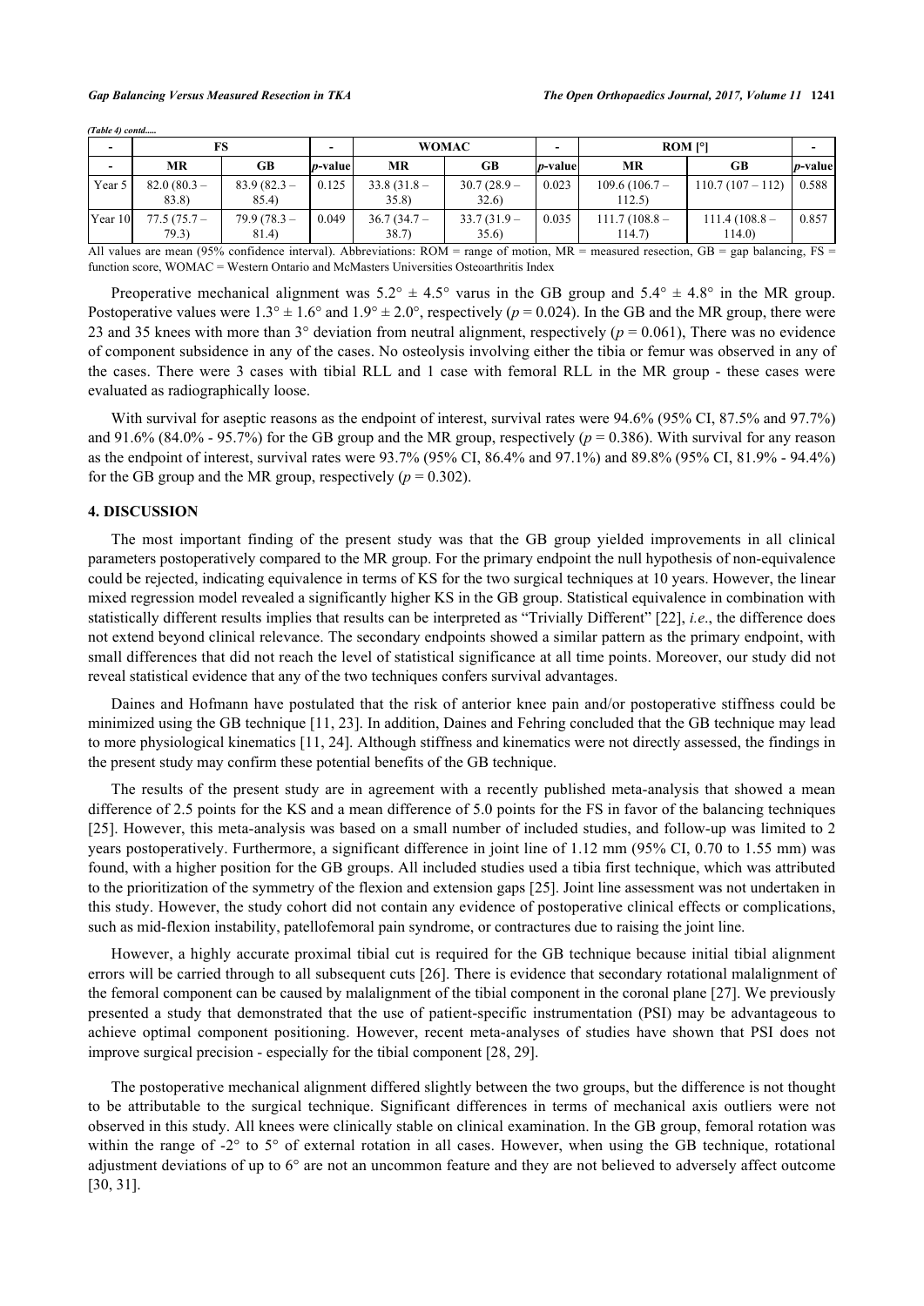*(Table 4) contd.....*

| - | FS | | - | WOMAC | | - | ROM [°] | | - |
|---|---|---|---|---|---|---|---|---|---|
| - | MR | GB | *p*-value | MR | GB | *p*-value | MR | GB | *p*-value |
| Year 5 | 82.0 (80.3 – 83.8) | 83.9 (82.3 – 85.4) | 0.125 | 33.8 (31.8 – 35.8) | 30.7 (28.9 – 32.6) | 0.023 | 109.6 (106.7 – 112.5) | 110.7 (107 – 112) | 0.588 |
| Year 10 | 77.5 (75.7 – 79.3) | 79.9 (78.3 – 81.4) | 0.049 | 36.7 (34.7 – 38.7) | 33.7 (31.9 – 35.6) | 0.035 | 111.7 (108.8 – 114.7) | 111.4 (108.8 – 114.0) | 0.857 |

All values are mean (95% confidence interval). Abbreviations: ROM = range of motion, MR = measured resection, GB = gap balancing, FS = function score, WOMAC = Western Ontario and McMasters Universities Osteoarthritis Index

Preoperative mechanical alignment was 5.2° ± 4.5° varus in the GB group and 5.4° ± 4.8° in the MR group. Postoperative values were 1.3° ± 1.6° and 1.9° ± 2.0°, respectively ($p = 0.024$). In the GB and the MR group, there were 23 and 35 knees with more than 3° deviation from neutral alignment, respectively ($p = 0.061$), There was no evidence of component subsidence in any of the cases. No osteolysis involving either the tibia or femur was observed in any of the cases. There were 3 cases with tibial RLL and 1 case with femoral RLL in the MR group - these cases were evaluated as radiographically loose.

With survival for aseptic reasons as the endpoint of interest, survival rates were 94.6% (95% CI, 87.5% and 97.7%) and 91.6% (84.0% - 95.7%) for the GB group and the MR group, respectively ($p = 0.386$). With survival for any reason as the endpoint of interest, survival rates were 93.7% (95% CI, 86.4% and 97.1%) and 89.8% (95% CI, 81.9% - 94.4%) for the GB group and the MR group, respectively ($p = 0.302$).

## 4. DISCUSSION

The most important finding of the present study was that the GB group yielded improvements in all clinical parameters postoperatively compared to the MR group. For the primary endpoint the null hypothesis of non-equivalence could be rejected, indicating equivalence in terms of KS for the two surgical techniques at 10 years. However, the linear mixed regression model revealed a significantly higher KS in the GB group. Statistical equivalence in combination with statistically different results implies that results can be interpreted as "Trivially Different" [22], *i.e*., the difference does not extend beyond clinical relevance. The secondary endpoints showed a similar pattern as the primary endpoint, with small differences that did not reach the level of statistical significance at all time points. Moreover, our study did not reveal statistical evidence that any of the two techniques confers survival advantages.

Daines and Hofmann have postulated that the risk of anterior knee pain and/or postoperative stiffness could be minimized using the GB technique [11, 23]. In addition, Daines and Fehring concluded that the GB technique may lead to more physiological kinematics [11, 24]. Although stiffness and kinematics were not directly assessed, the findings in the present study may confirm these potential benefits of the GB technique.

The results of the present study are in agreement with a recently published meta-analysis that showed a mean difference of 2.5 points for the KS and a mean difference of 5.0 points for the FS in favor of the balancing techniques [25]. However, this meta-analysis was based on a small number of included studies, and follow-up was limited to 2 years postoperatively. Furthermore, a significant difference in joint line of 1.12 mm (95% CI, 0.70 to 1.55 mm) was found, with a higher position for the GB groups. All included studies used a tibia first technique, which was attributed to the prioritization of the symmetry of the flexion and extension gaps [25]. Joint line assessment was not undertaken in this study. However, the study cohort did not contain any evidence of postoperative clinical effects or complications, such as mid-flexion instability, patellofemoral pain syndrome, or contractures due to raising the joint line.

However, a highly accurate proximal tibial cut is required for the GB technique because initial tibial alignment errors will be carried through to all subsequent cuts [26]. There is evidence that secondary rotational malalignment of the femoral component can be caused by malalignment of the tibial component in the coronal plane [27]. We previously presented a study that demonstrated that the use of patient-specific instrumentation (PSI) may be advantageous to achieve optimal component positioning. However, recent meta-analyses of studies have shown that PSI does not improve surgical precision - especially for the tibial component [28, 29].

The postoperative mechanical alignment differed slightly between the two groups, but the difference is not thought to be attributable to the surgical technique. Significant differences in terms of mechanical axis outliers were not observed in this study. All knees were clinically stable on clinical examination. In the GB group, femoral rotation was within the range of -2° to 5° of external rotation in all cases. However, when using the GB technique, rotational adjustment deviations of up to 6° are not an uncommon feature and they are not believed to adversely affect outcome [30, 31].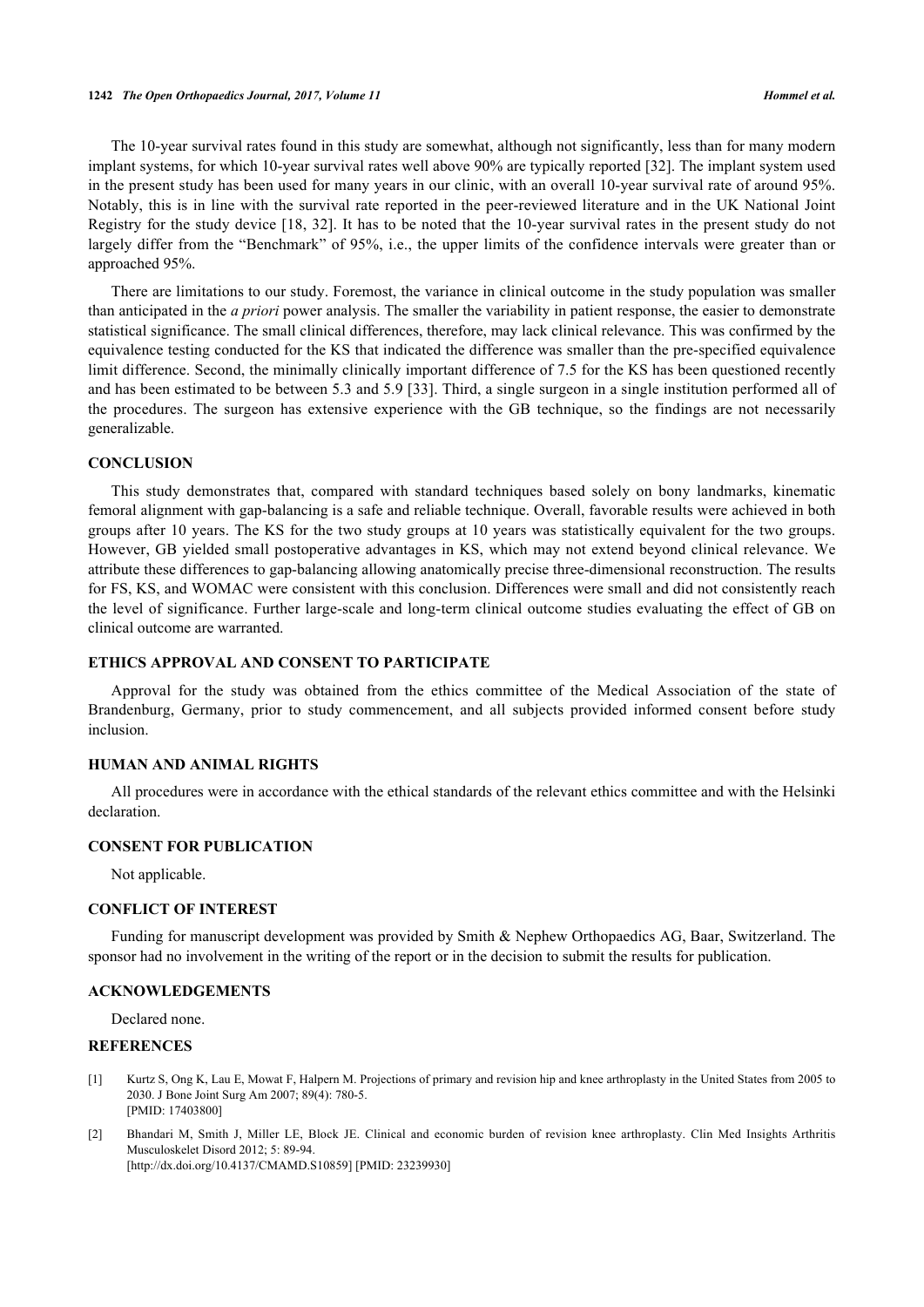The 10-year survival rates found in this study are somewhat, although not significantly, less than for many modern implant systems, for which 10-year survival rates well above 90% are typically reported [32]. The implant system used in the present study has been used for many years in our clinic, with an overall 10-year survival rate of around 95%. Notably, this is in line with the survival rate reported in the peer-reviewed literature and in the UK National Joint Registry for the study device [18, 32]. It has to be noted that the 10-year survival rates in the present study do not largely differ from the "Benchmark" of 95%, i.e., the upper limits of the confidence intervals were greater than or approached 95%.

There are limitations to our study. Foremost, the variance in clinical outcome in the study population was smaller than anticipated in the *a priori* power analysis. The smaller the variability in patient response, the easier to demonstrate statistical significance. The small clinical differences, therefore, may lack clinical relevance. This was confirmed by the equivalence testing conducted for the KS that indicated the difference was smaller than the pre-specified equivalence limit difference. Second, the minimally clinically important difference of 7.5 for the KS has been questioned recently and has been estimated to be between 5.3 and 5.9 [33]. Third, a single surgeon in a single institution performed all of the procedures. The surgeon has extensive experience with the GB technique, so the findings are not necessarily generalizable.

## CONCLUSION

This study demonstrates that, compared with standard techniques based solely on bony landmarks, kinematic femoral alignment with gap-balancing is a safe and reliable technique. Overall, favorable results were achieved in both groups after 10 years. The KS for the two study groups at 10 years was statistically equivalent for the two groups. However, GB yielded small postoperative advantages in KS, which may not extend beyond clinical relevance. We attribute these differences to gap-balancing allowing anatomically precise three-dimensional reconstruction. The results for FS, KS, and WOMAC were consistent with this conclusion. Differences were small and did not consistently reach the level of significance. Further large-scale and long-term clinical outcome studies evaluating the effect of GB on clinical outcome are warranted.

## ETHICS APPROVAL AND CONSENT TO PARTICIPATE

Approval for the study was obtained from the ethics committee of the Medical Association of the state of Brandenburg, Germany, prior to study commencement, and all subjects provided informed consent before study inclusion.

## HUMAN AND ANIMAL RIGHTS

All procedures were in accordance with the ethical standards of the relevant ethics committee and with the Helsinki declaration.

## CONSENT FOR PUBLICATION

Not applicable.

## CONFLICT OF INTEREST

Funding for manuscript development was provided by Smith & Nephew Orthopaedics AG, Baar, Switzerland. The sponsor had no involvement in the writing of the report or in the decision to submit the results for publication.

## ACKNOWLEDGEMENTS

Declared none.

## REFERENCES

[1] Kurtz S, Ong K, Lau E, Mowat F, Halpern M. Projections of primary and revision hip and knee arthroplasty in the United States from 2005 to 2030. J Bone Joint Surg Am 2007; 89(4): 780-5. [PMID: 17403800]

[2] Bhandari M, Smith J, Miller LE, Block JE. Clinical and economic burden of revision knee arthroplasty. Clin Med Insights Arthritis Musculoskelet Disord 2012; 5: 89-94. [http://dx.doi.org/10.4137/CMAMD.S10859] [PMID: 23239930]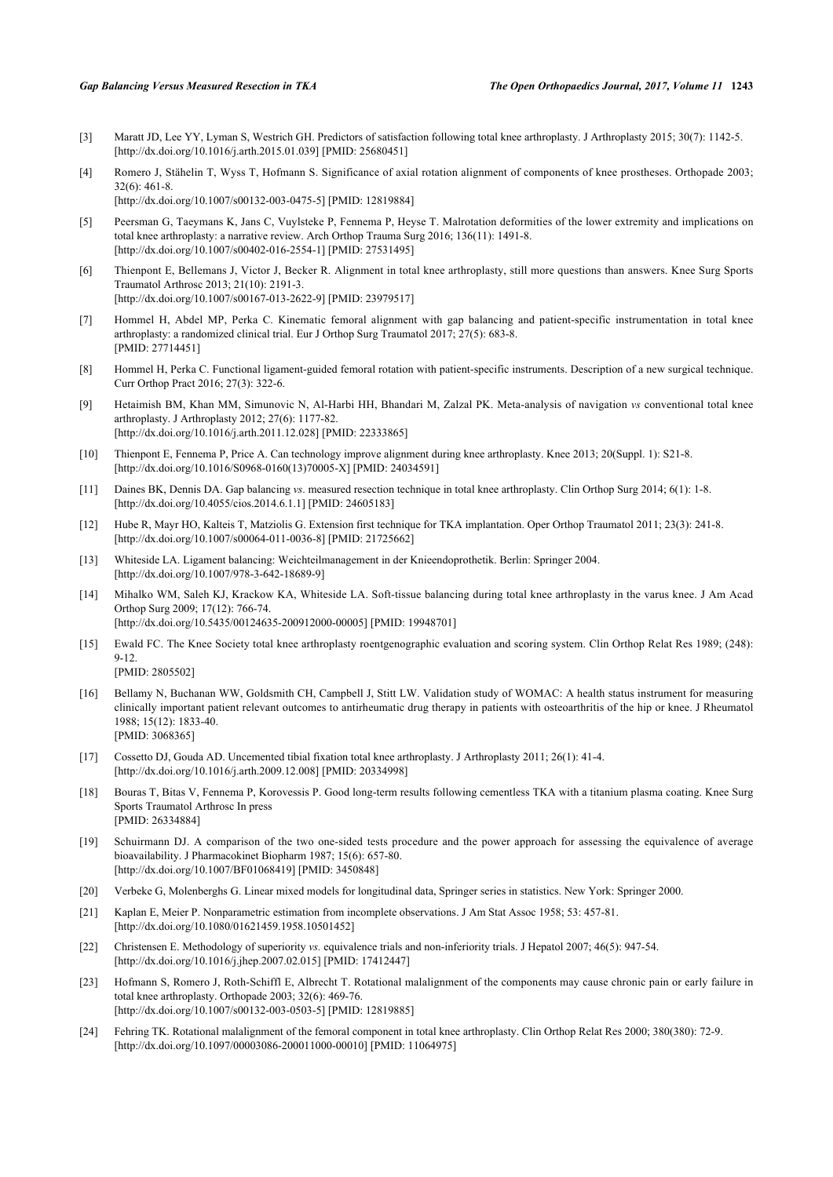[3] Maratt JD, Lee YY, Lyman S, Westrich GH. Predictors of satisfaction following total knee arthroplasty. J Arthroplasty 2015; 30(7): 1142-5. [http://dx.doi.org/10.1016/j.arth.2015.01.039] [PMID: 25680451]

[4] Romero J, Stähelin T, Wyss T, Hofmann S. Significance of axial rotation alignment of components of knee prostheses. Orthopade 2003; 32(6): 461-8. [http://dx.doi.org/10.1007/s00132-003-0475-5] [PMID: 12819884]

[5] Peersman G, Taeymans K, Jans C, Vuylsteke P, Fennema P, Heyse T. Malrotation deformities of the lower extremity and implications on total knee arthroplasty: a narrative review. Arch Orthop Trauma Surg 2016; 136(11): 1491-8. [http://dx.doi.org/10.1007/s00402-016-2554-1] [PMID: 27531495]

[6] Thienpont E, Bellemans J, Victor J, Becker R. Alignment in total knee arthroplasty, still more questions than answers. Knee Surg Sports Traumatol Arthrosc 2013; 21(10): 2191-3. [http://dx.doi.org/10.1007/s00167-013-2622-9] [PMID: 23979517]

[7] Hommel H, Abdel MP, Perka C. Kinematic femoral alignment with gap balancing and patient-specific instrumentation in total knee arthroplasty: a randomized clinical trial. Eur J Orthop Surg Traumatol 2017; 27(5): 683-8. [PMID: 27714451]

[8] Hommel H, Perka C. Functional ligament-guided femoral rotation with patient-specific instruments. Description of a new surgical technique. Curr Orthop Pract 2016; 27(3): 322-6.

[9] Hetaimish BM, Khan MM, Simunovic N, Al-Harbi HH, Bhandari M, Zalzal PK. Meta-analysis of navigation *vs* conventional total knee arthroplasty. J Arthroplasty 2012; 27(6): 1177-82. [http://dx.doi.org/10.1016/j.arth.2011.12.028] [PMID: 22333865]

[10] Thienpont E, Fennema P, Price A. Can technology improve alignment during knee arthroplasty. Knee 2013; 20(Suppl. 1): S21-8. [http://dx.doi.org/10.1016/S0968-0160(13)70005-X] [PMID: 24034591]

[11] Daines BK, Dennis DA. Gap balancing *vs*. measured resection technique in total knee arthroplasty. Clin Orthop Surg 2014; 6(1): 1-8. [http://dx.doi.org/10.4055/cios.2014.6.1.1] [PMID: 24605183]

[12] Hube R, Mayr HO, Kalteis T, Matziolis G. Extension first technique for TKA implantation. Oper Orthop Traumatol 2011; 23(3): 241-8. [http://dx.doi.org/10.1007/s00064-011-0036-8] [PMID: 21725662]

[13] Whiteside LA. Ligament balancing: Weichteilmanagement in der Knieendoprothetik. Berlin: Springer 2004. [http://dx.doi.org/10.1007/978-3-642-18689-9]

[14] Mihalko WM, Saleh KJ, Krackow KA, Whiteside LA. Soft-tissue balancing during total knee arthroplasty in the varus knee. J Am Acad Orthop Surg 2009; 17(12): 766-74. [http://dx.doi.org/10.5435/00124635-200912000-00005] [PMID: 19948701]

[15] Ewald FC. The Knee Society total knee arthroplasty roentgenographic evaluation and scoring system. Clin Orthop Relat Res 1989; (248): 9-12. [PMID: 2805502]

[16] Bellamy N, Buchanan WW, Goldsmith CH, Campbell J, Stitt LW. Validation study of WOMAC: A health status instrument for measuring clinically important patient relevant outcomes to antirheumatic drug therapy in patients with osteoarthritis of the hip or knee. J Rheumatol 1988; 15(12): 1833-40. [PMID: 3068365]

[17] Cossetto DJ, Gouda AD. Uncemented tibial fixation total knee arthroplasty. J Arthroplasty 2011; 26(1): 41-4. [http://dx.doi.org/10.1016/j.arth.2009.12.008] [PMID: 20334998]

[18] Bouras T, Bitas V, Fennema P, Korovessis P. Good long-term results following cementless TKA with a titanium plasma coating. Knee Surg Sports Traumatol Arthrosc In press [PMID: 26334884]

[19] Schuirmann DJ. A comparison of the two one-sided tests procedure and the power approach for assessing the equivalence of average bioavailability. J Pharmacokinet Biopharm 1987; 15(6): 657-80. [http://dx.doi.org/10.1007/BF01068419] [PMID: 3450848]

[20] Verbeke G, Molenberghs G. Linear mixed models for longitudinal data, Springer series in statistics. New York: Springer 2000.

[21] Kaplan E, Meier P. Nonparametric estimation from incomplete observations. J Am Stat Assoc 1958; 53: 457-81. [http://dx.doi.org/10.1080/01621459.1958.10501452]

[22] Christensen E. Methodology of superiority *vs.* equivalence trials and non-inferiority trials. J Hepatol 2007; 46(5): 947-54. [http://dx.doi.org/10.1016/j.jhep.2007.02.015] [PMID: 17412447]

[23] Hofmann S, Romero J, Roth-Schiffl E, Albrecht T. Rotational malalignment of the components may cause chronic pain or early failure in total knee arthroplasty. Orthopade 2003; 32(6): 469-76. [http://dx.doi.org/10.1007/s00132-003-0503-5] [PMID: 12819885]

[24] Fehring TK. Rotational malalignment of the femoral component in total knee arthroplasty. Clin Orthop Relat Res 2000; 380(380): 72-9. [http://dx.doi.org/10.1097/00003086-200011000-00010] [PMID: 11064975]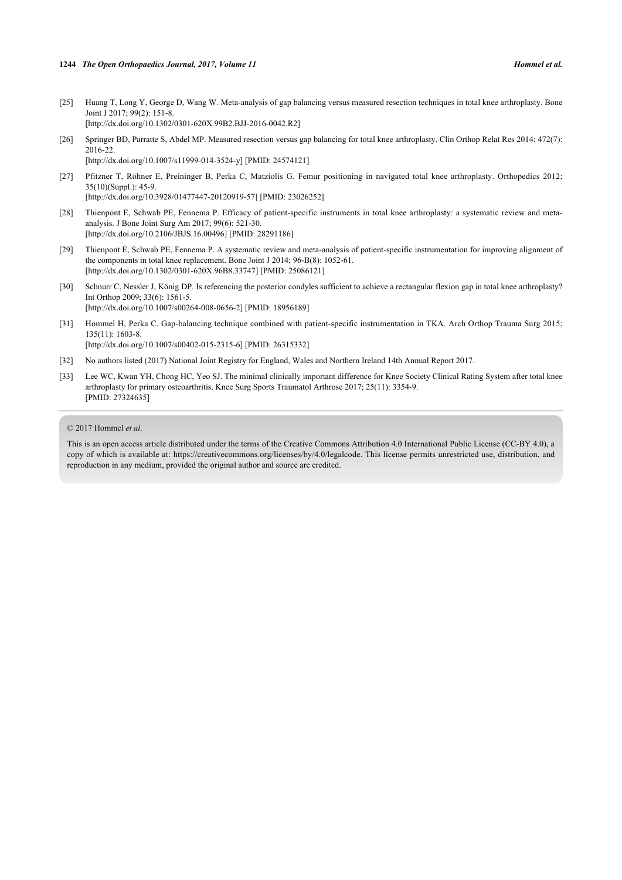[25] Huang T, Long Y, George D, Wang W. Meta-analysis of gap balancing versus measured resection techniques in total knee arthroplasty. Bone Joint J 2017; 99(2): 151-8.
[http://dx.doi.org/10.1302/0301-620X.99B2.BJJ-2016-0042.R2]

[26] Springer BD, Parratte S, Abdel MP. Measured resection versus gap balancing for total knee arthroplasty. Clin Orthop Relat Res 2014; 472(7): 2016-22.
[http://dx.doi.org/10.1007/s11999-014-3524-y] [PMID: 24574121]

[27] Pfitzner T, Röhner E, Preininger B, Perka C, Matziolis G. Femur positioning in navigated total knee arthroplasty. Orthopedics 2012; 35(10)(Suppl.): 45-9.
[http://dx.doi.org/10.3928/01477447-20120919-57] [PMID: 23026252]

[28] Thienpont E, Schwab PE, Fennema P. Efficacy of patient-specific instruments in total knee arthroplasty: a systematic review and meta-analysis. J Bone Joint Surg Am 2017; 99(6): 521-30.
[http://dx.doi.org/10.2106/JBJS.16.00496] [PMID: 28291186]

[29] Thienpont E, Schwab PE, Fennema P. A systematic review and meta-analysis of patient-specific instrumentation for improving alignment of the components in total knee replacement. Bone Joint J 2014; 96-B(8): 1052-61.
[http://dx.doi.org/10.1302/0301-620X.96B8.33747] [PMID: 25086121]

[30] Schnurr C, Nessler J, König DP. Is referencing the posterior condyles sufficient to achieve a rectangular flexion gap in total knee arthroplasty? Int Orthop 2009; 33(6): 1561-5.
[http://dx.doi.org/10.1007/s00264-008-0656-2] [PMID: 18956189]

[31] Hommel H, Perka C. Gap-balancing technique combined with patient-specific instrumentation in TKA. Arch Orthop Trauma Surg 2015; 135(11): 1603-8.
[http://dx.doi.org/10.1007/s00402-015-2315-6] [PMID: 26315332]

[32] No authors listed (2017) National Joint Registry for England, Wales and Northern Ireland 14th Annual Report 2017.

[33] Lee WC, Kwan YH, Chong HC, Yeo SJ. The minimal clinically important difference for Knee Society Clinical Rating System after total knee arthroplasty for primary osteoarthritis. Knee Surg Sports Traumatol Arthrosc 2017; 25(11): 3354-9.
[PMID: 27324635]

---

© 2017 Hommel *et al*.

This is an open access article distributed under the terms of the Creative Commons Attribution 4.0 International Public License (CC-BY 4.0), a copy of which is available at: https://creativecommons.org/licenses/by/4.0/legalcode. This license permits unrestricted use, distribution, and reproduction in any medium, provided the original author and source are credited.